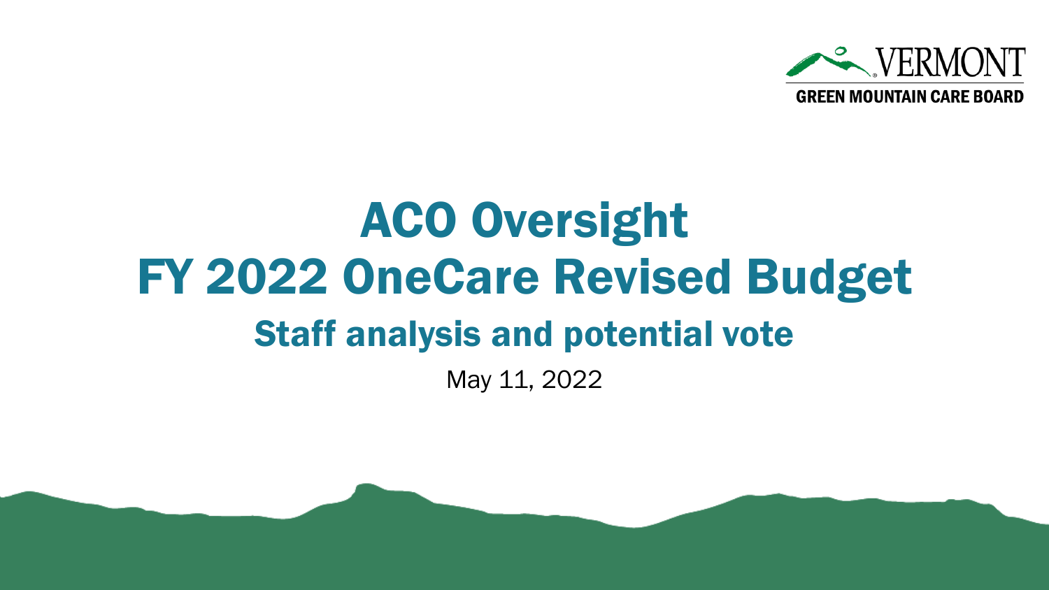VERMONT

GREEN MOUNTAIN CARE BOARD

# ACO Oversight
# FY 2022 OneCare Revised Budget

## Staff analysis and potential vote

May 11, 2022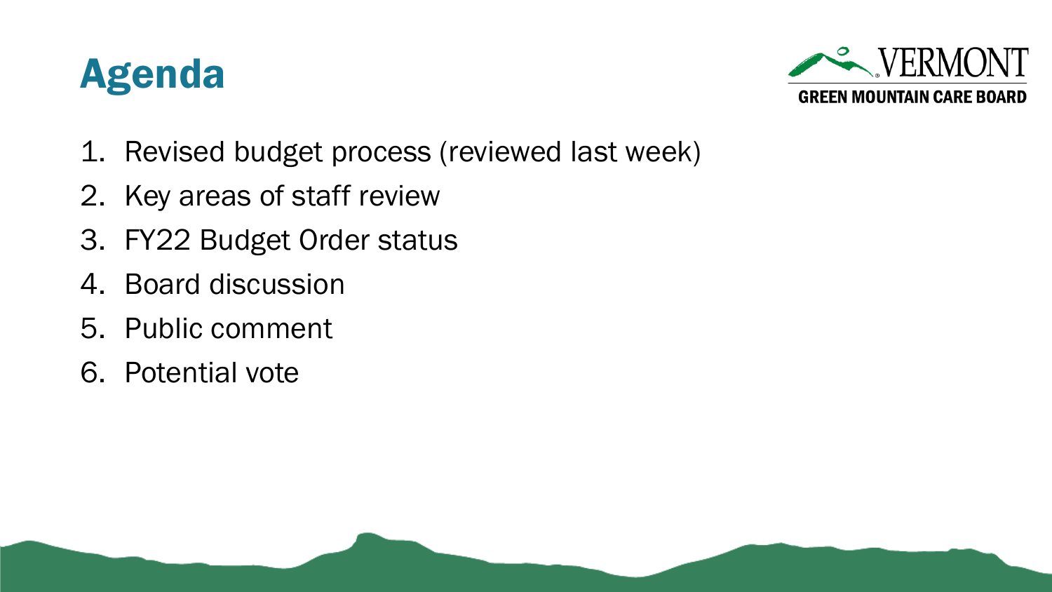# Agenda

1. Revised budget process (reviewed last week)
2. Key areas of staff review
3. FY22 Budget Order status
4. Board discussion
5. Public comment
6. Potential vote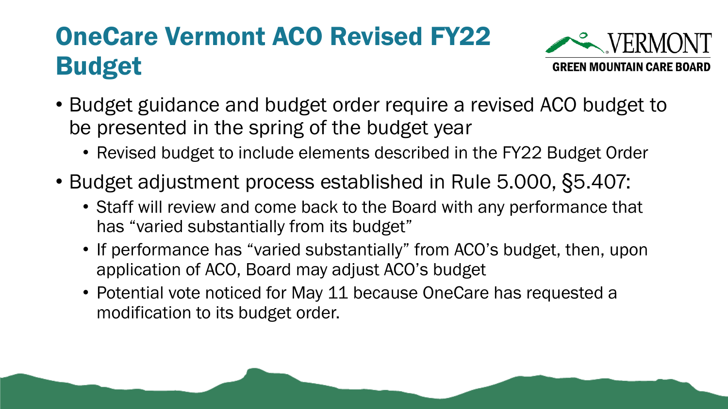# OneCare Vermont ACO Revised FY22 Budget

- Budget guidance and budget order require a revised ACO budget to be presented in the spring of the budget year
  - Revised budget to include elements described in the FY22 Budget Order
- Budget adjustment process established in Rule 5.000, §5.407:
  - Staff will review and come back to the Board with any performance that has "varied substantially from its budget"
  - If performance has "varied substantially" from ACO's budget, then, upon application of ACO, Board may adjust ACO's budget
  - Potential vote noticed for May 11 because OneCare has requested a modification to its budget order.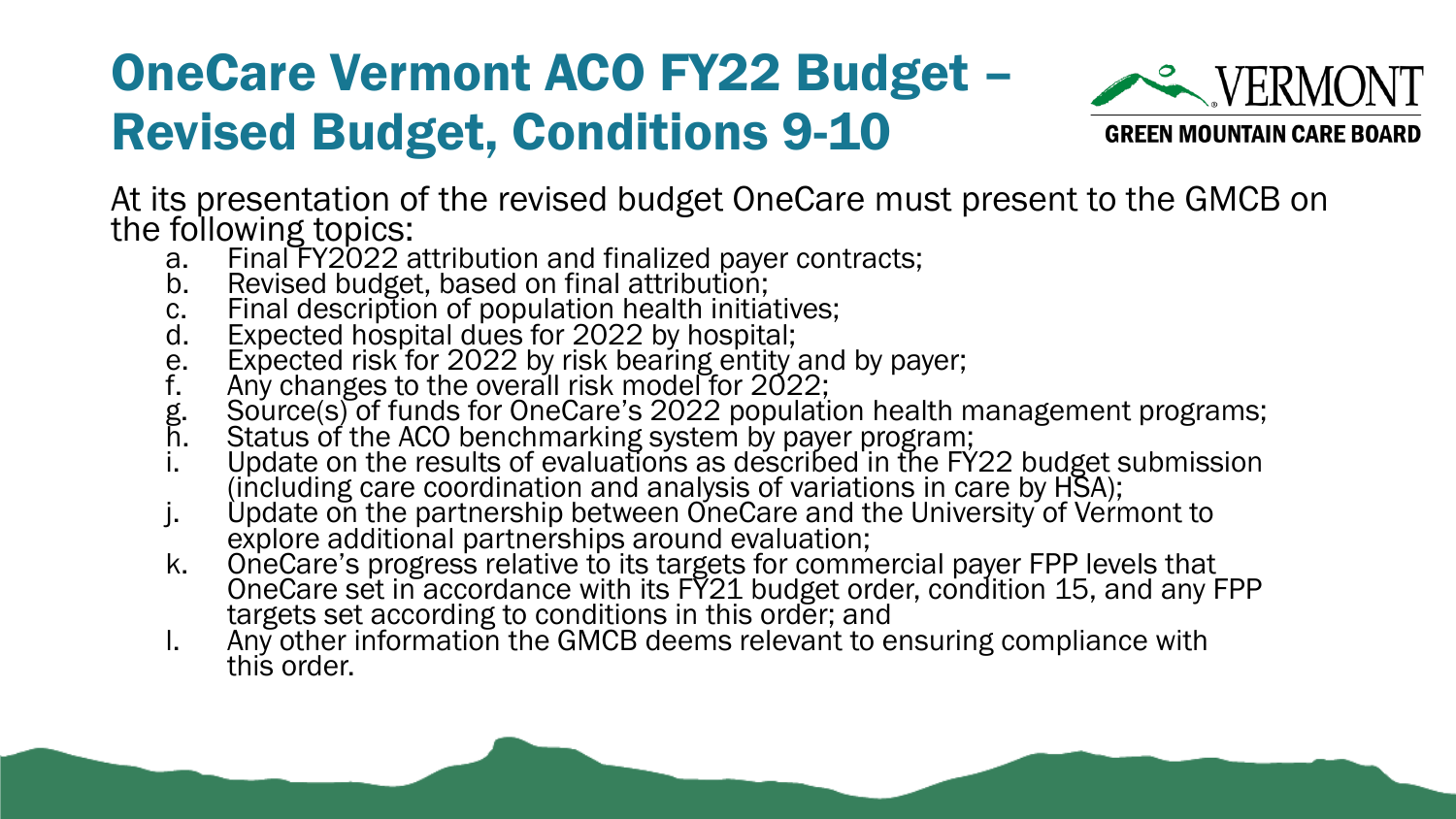# OneCare Vermont ACO FY22 Budget – Revised Budget, Conditions 9-10

At its presentation of the revised budget OneCare must present to the GMCB on the following topics:

a. Final FY2022 attribution and finalized payer contracts;
b. Revised budget, based on final attribution;
c. Final description of population health initiatives;
d. Expected hospital dues for 2022 by hospital;
e. Expected risk for 2022 by risk bearing entity and by payer;
f. Any changes to the overall risk model for 2022;
g. Source(s) of funds for OneCare's 2022 population health management programs;
h. Status of the ACO benchmarking system by payer program;
i. Update on the results of evaluations as described in the FY22 budget submission (including care coordination and analysis of variations in care by HSA);
j. Update on the partnership between OneCare and the University of Vermont to explore additional partnerships around evaluation;
k. OneCare's progress relative to its targets for commercial payer FPP levels that OneCare set in accordance with its FY21 budget order, condition 15, and any FPP targets set according to conditions in this order; and
l. Any other information the GMCB deems relevant to ensuring compliance with this order.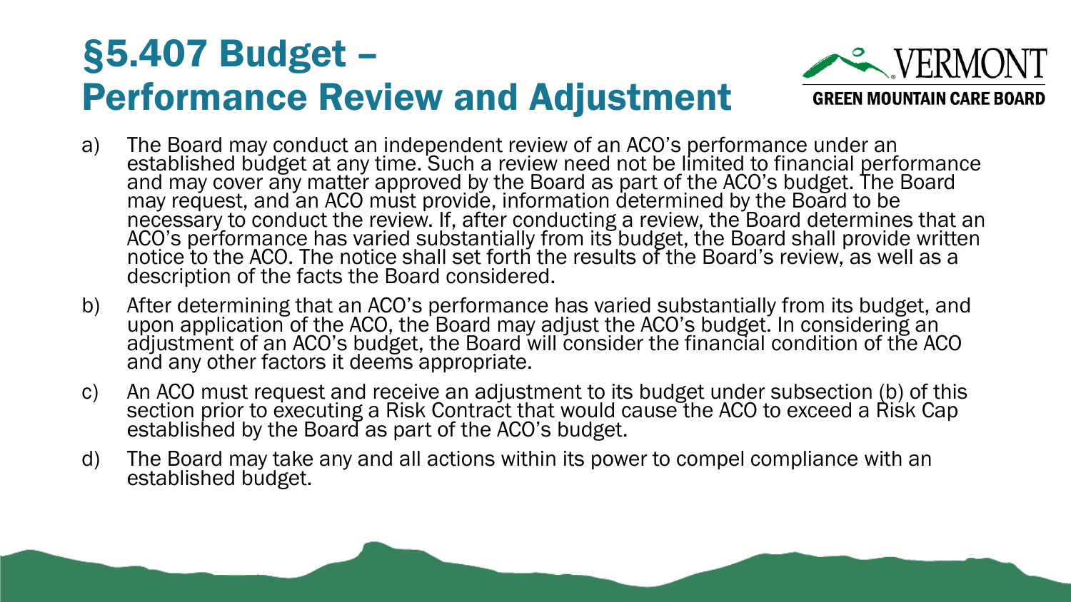# §5.407 Budget – Performance Review and Adjustment

a) The Board may conduct an independent review of an ACO's performance under an established budget at any time. Such a review need not be limited to financial performance and may cover any matter approved by the Board as part of the ACO's budget. The Board may request, and an ACO must provide, information determined by the Board to be necessary to conduct the review. If, after conducting a review, the Board determines that an ACO's performance has varied substantially from its budget, the Board shall provide written notice to the ACO. The notice shall set forth the results of the Board's review, as well as a description of the facts the Board considered.

b) After determining that an ACO's performance has varied substantially from its budget, and upon application of the ACO, the Board may adjust the ACO's budget. In considering an adjustment of an ACO's budget, the Board will consider the financial condition of the ACO and any other factors it deems appropriate.

c) An ACO must request and receive an adjustment to its budget under subsection (b) of this section prior to executing a Risk Contract that would cause the ACO to exceed a Risk Cap established by the Board as part of the ACO's budget.

d) The Board may take any and all actions within its power to compel compliance with an established budget.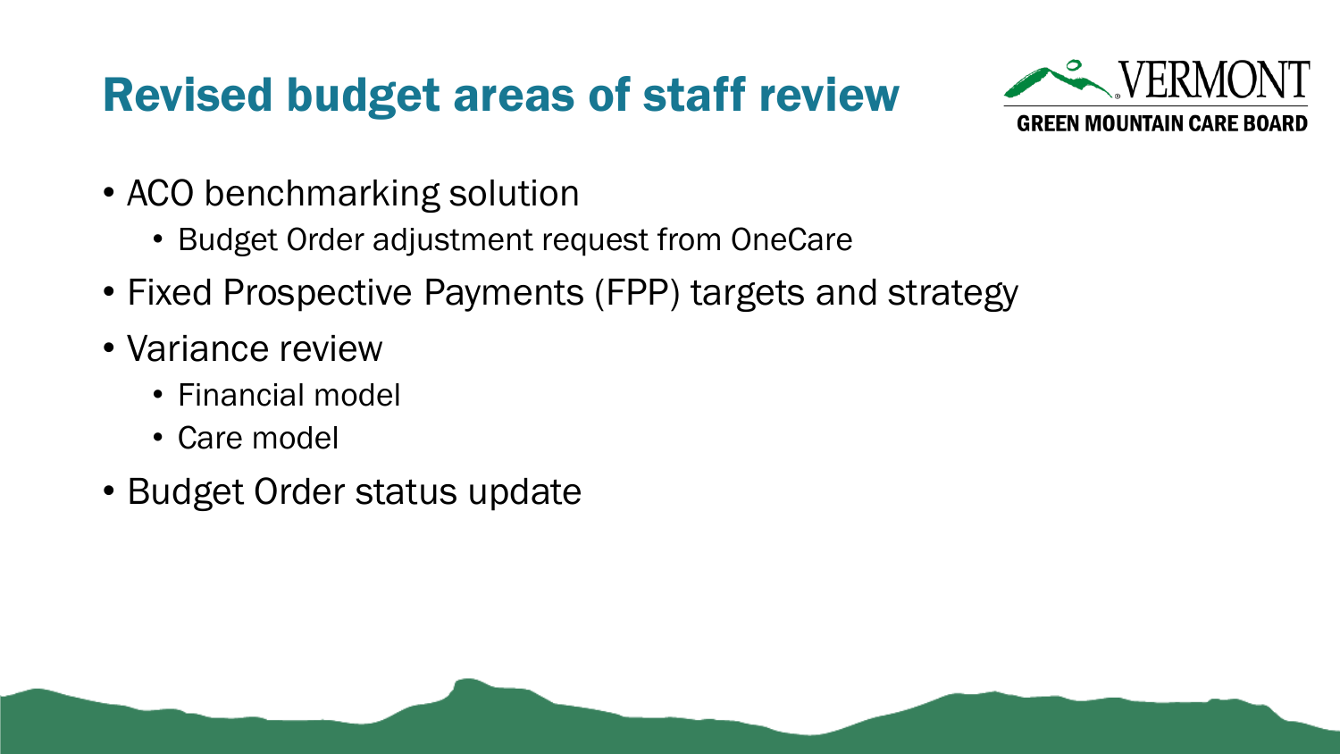# Revised budget areas of staff review

- ACO benchmarking solution
  - Budget Order adjustment request from OneCare
- Fixed Prospective Payments (FPP) targets and strategy
- Variance review
  - Financial model
  - Care model
- Budget Order status update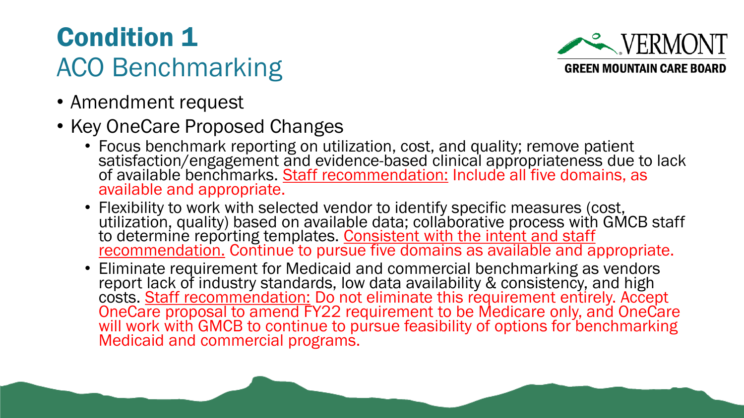# Condition 1
## ACO Benchmarking

- Amendment request
- Key OneCare Proposed Changes
  - Focus benchmark reporting on utilization, cost, and quality; remove patient satisfaction/engagement and evidence-based clinical appropriateness due to lack of available benchmarks. Staff recommendation: Include all five domains, as available and appropriate.
  - Flexibility to work with selected vendor to identify specific measures (cost, utilization, quality) based on available data; collaborative process with GMCB staff to determine reporting templates. Consistent with the intent and staff recommendation. Continue to pursue five domains as available and appropriate.
  - Eliminate requirement for Medicaid and commercial benchmarking as vendors report lack of industry standards, low data availability & consistency, and high costs. Staff recommendation: Do not eliminate this requirement entirely. Accept OneCare proposal to amend FY22 requirement to be Medicare only, and OneCare will work with GMCB to continue to pursue feasibility of options for benchmarking Medicaid and commercial programs.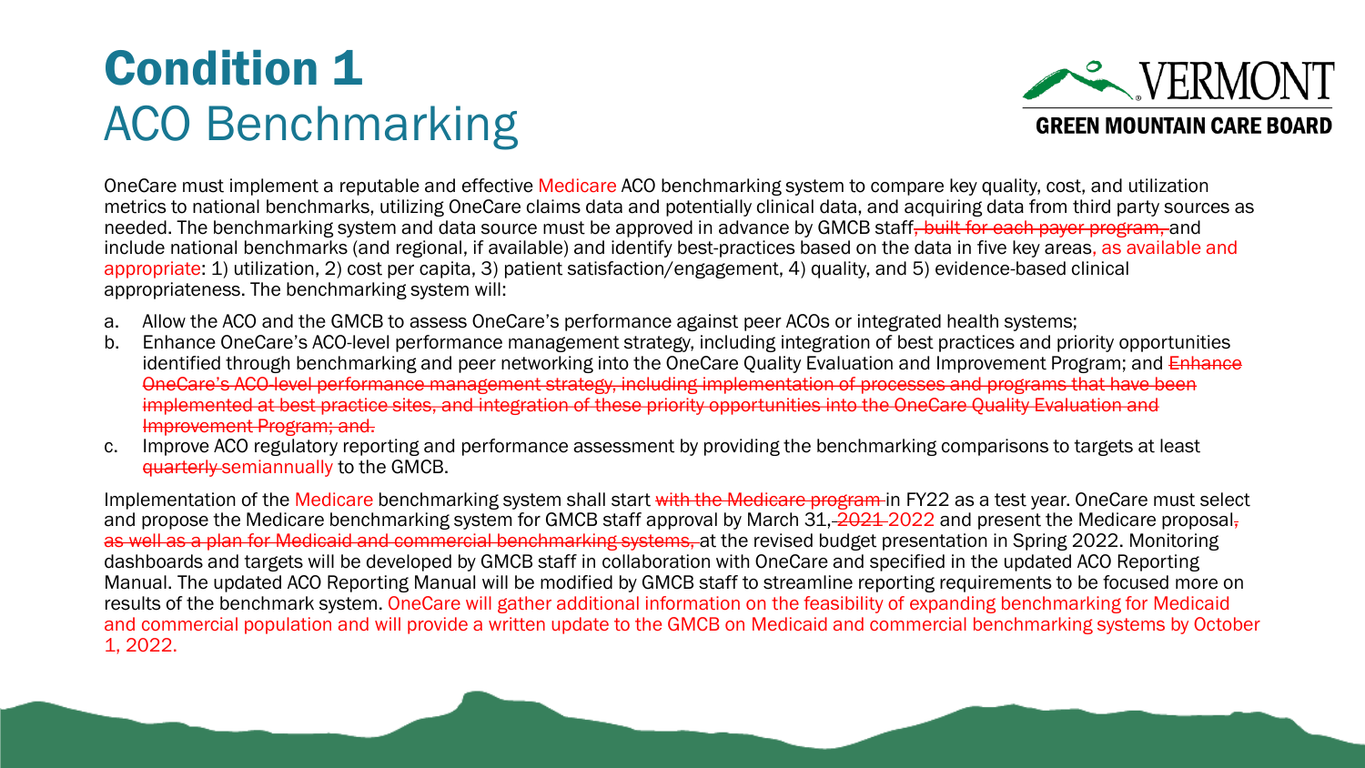# Condition 1
## ACO Benchmarking

OneCare must implement a reputable and effective Medicare ACO benchmarking system to compare key quality, cost, and utilization metrics to national benchmarks, utilizing OneCare claims data and potentially clinical data, and acquiring data from third party sources as needed. The benchmarking system and data source must be approved in advance by GMCB staff~~, built for each payer program,~~ and include national benchmarks (and regional, if available) and identify best-practices based on the data in five key areas, as available and appropriate: 1) utilization, 2) cost per capita, 3) patient satisfaction/engagement, 4) quality, and 5) evidence-based clinical appropriateness. The benchmarking system will:

a. Allow the ACO and the GMCB to assess OneCare's performance against peer ACOs or integrated health systems;
b. Enhance OneCare's ACO-level performance management strategy, including integration of best practices and priority opportunities identified through benchmarking and peer networking into the OneCare Quality Evaluation and Improvement Program; and ~~Enhance OneCare's ACO-level performance management strategy, including implementation of processes and programs that have been implemented at best practice sites, and integration of these priority opportunities into the OneCare Quality Evaluation and Improvement Program; and.~~
c. Improve ACO regulatory reporting and performance assessment by providing the benchmarking comparisons to targets at least ~~quarterly~~ semiannually to the GMCB.

Implementation of the Medicare benchmarking system shall start ~~with the Medicare program~~ in FY22 as a test year. OneCare must select and propose the Medicare benchmarking system for GMCB staff approval by March 31, ~~2021~~ 2022 and present the Medicare proposal~~, as well as a plan for Medicaid and commercial benchmarking systems,~~ at the revised budget presentation in Spring 2022. Monitoring dashboards and targets will be developed by GMCB staff in collaboration with OneCare and specified in the updated ACO Reporting Manual. The updated ACO Reporting Manual will be modified by GMCB staff to streamline reporting requirements to be focused more on results of the benchmark system. OneCare will gather additional information on the feasibility of expanding benchmarking for Medicaid and commercial population and will provide a written update to the GMCB on Medicaid and commercial benchmarking systems by October 1, 2022.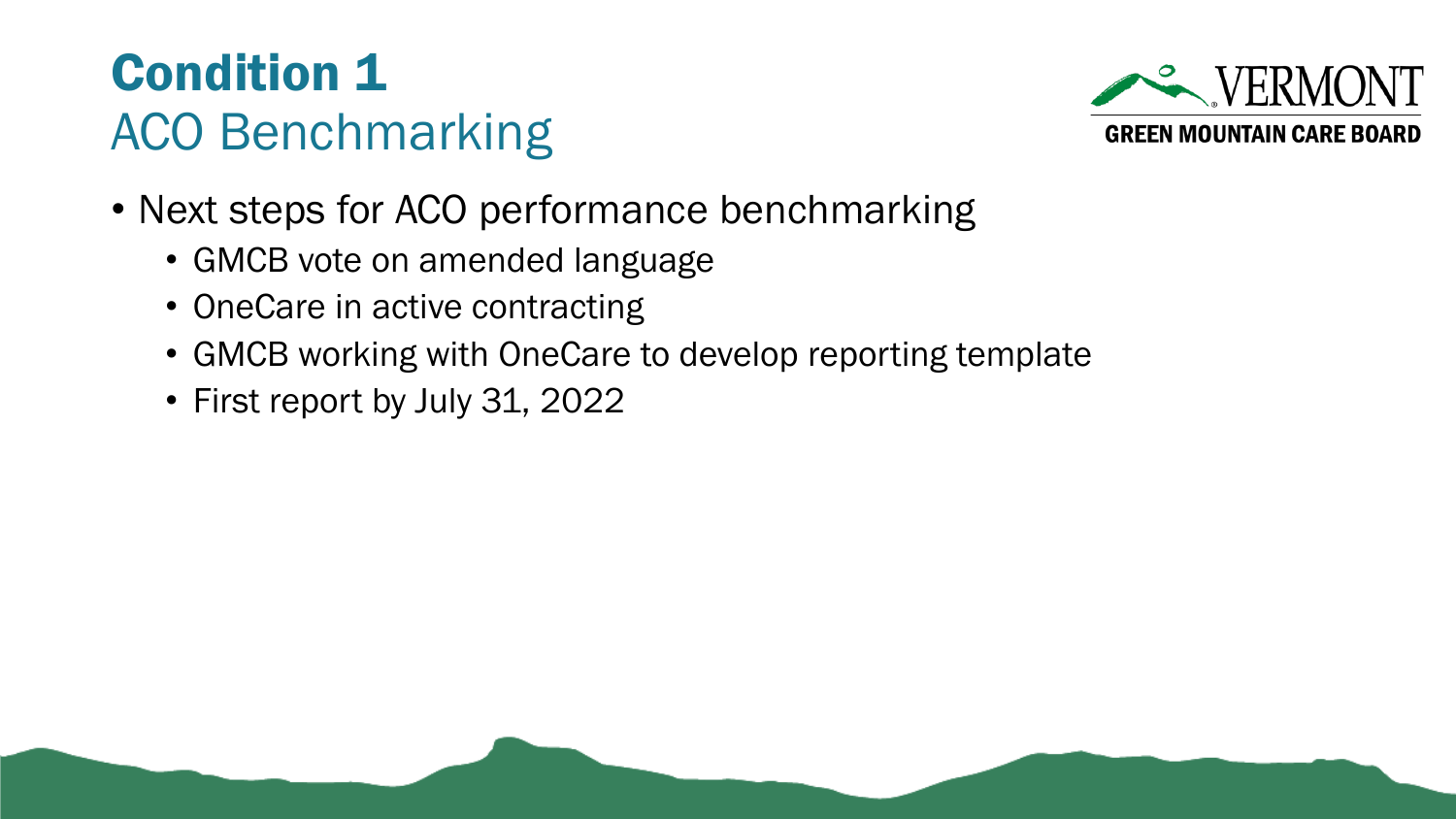# Condition 1

## ACO Benchmarking

- Next steps for ACO performance benchmarking
  - GMCB vote on amended language
  - OneCare in active contracting
  - GMCB working with OneCare to develop reporting template
  - First report by July 31, 2022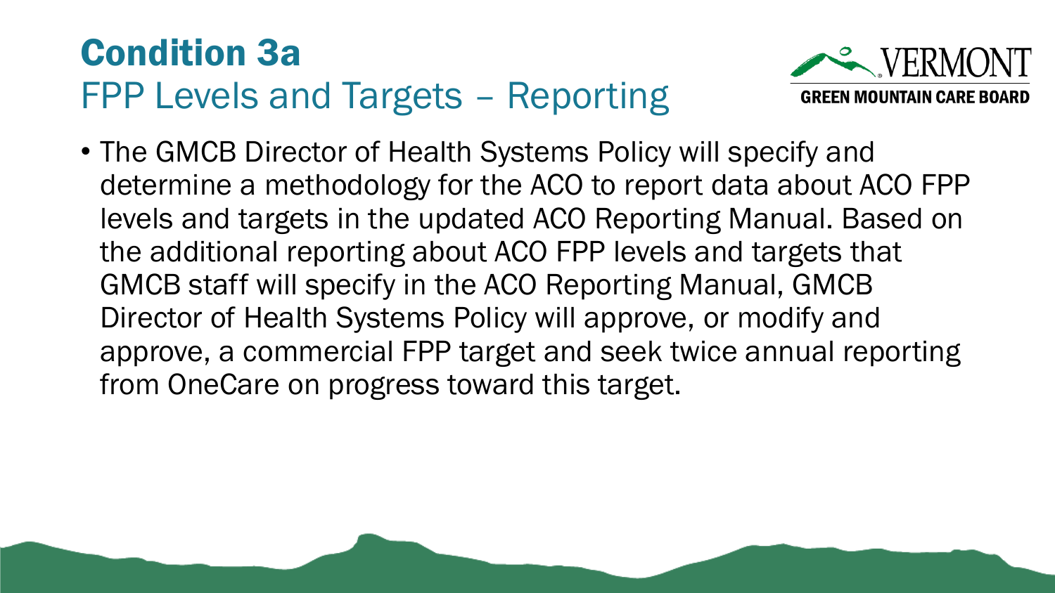# Condition 3a

## FPP Levels and Targets – Reporting

- The GMCB Director of Health Systems Policy will specify and determine a methodology for the ACO to report data about ACO FPP levels and targets in the updated ACO Reporting Manual. Based on the additional reporting about ACO FPP levels and targets that GMCB staff will specify in the ACO Reporting Manual, GMCB Director of Health Systems Policy will approve, or modify and approve, a commercial FPP target and seek twice annual reporting from OneCare on progress toward this target.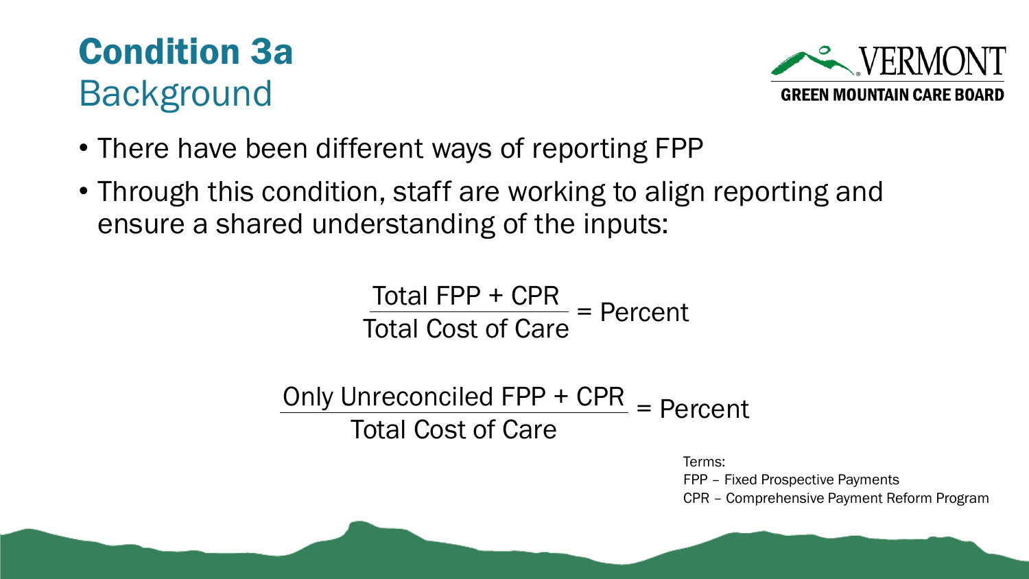# Condition 3a
## Background

- There have been different ways of reporting FPP
- Through this condition, staff are working to align reporting and ensure a shared understanding of the inputs:

$$\frac{\text{Total FPP + CPR}}{\text{Total Cost of Care}} = \text{Percent}$$

$$\frac{\text{Only Unreconciled FPP + CPR}}{\text{Total Cost of Care}} = \text{Percent}$$

Terms:
FPP – Fixed Prospective Payments
CPR – Comprehensive Payment Reform Program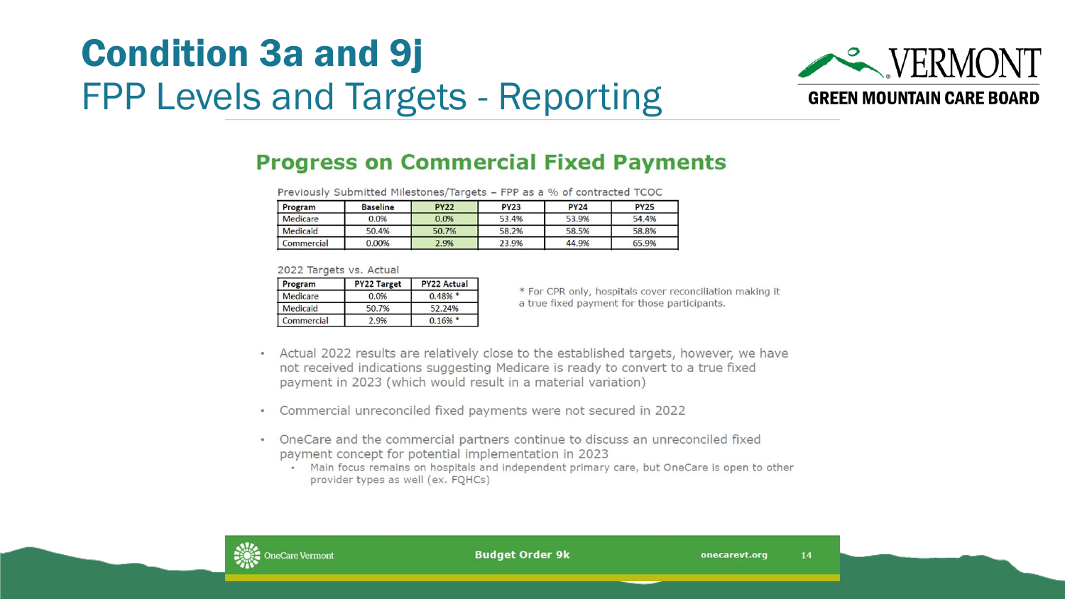# Condition 3a and 9j

## FPP Levels and Targets - Reporting

### Progress on Commercial Fixed Payments

Previously Submitted Milestones/Targets – FPP as a % of contracted TCOC

| Program | Baseline | PY22 | PY23 | PY24 | PY25 |
|---|---|---|---|---|---|
| Medicare | 0.0% | 0.0% | 53.4% | 53.9% | 54.4% |
| Medicaid | 50.4% | 50.7% | 58.2% | 58.5% | 58.8% |
| Commercial | 0.00% | 2.9% | 23.9% | 44.9% | 65.9% |

2022 Targets vs. Actual

| Program | PY22 Target | PY22 Actual |
|---|---|---|
| Medicare | 0.0% | 0.48% * |
| Medicaid | 50.7% | 52.24% |
| Commercial | 2.9% | 0.16% * |

* For CPR only, hospitals cover reconciliation making it a true fixed payment for those participants.

- Actual 2022 results are relatively close to the established targets, however, we have not received indications suggesting Medicare is ready to convert to a true fixed payment in 2023 (which would result in a material variation)
- Commercial unreconciled fixed payments were not secured in 2022
- OneCare and the commercial partners continue to discuss an unreconciled fixed payment concept for potential implementation in 2023
  - Main focus remains on hospitals and independent primary care, but OneCare is open to other provider types as well (ex. FQHCs)

Budget Order 9k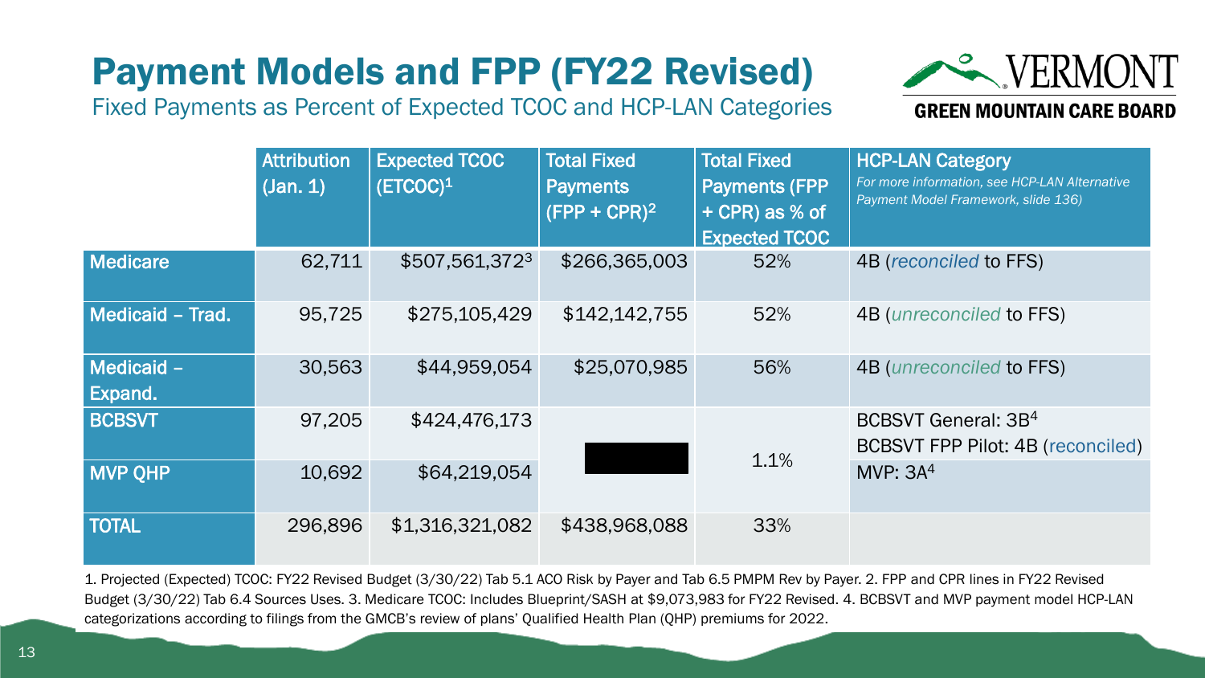# Payment Models and FPP (FY22 Revised)

Fixed Payments as Percent of Expected TCOC and HCP-LAN Categories

| | Attribution (Jan. 1) | Expected TCOC (ETCOC)[1] | Total Fixed Payments (FPP + CPR)[2] | Total Fixed Payments (FPP + CPR) as % of Expected TCOC | HCP-LAN Category *For more information, see HCP-LAN Alternative Payment Model Framework, slide 136)* |
|---|---|---|---|---|---|
| **Medicare** | 62,711 | $507,561,372[3] | $266,365,003 | 52% | 4B (*reconciled* to FFS) |
| **Medicaid – Trad.** | 95,725 | $275,105,429 | $142,142,755 | 52% | 4B (*unreconciled* to FFS) |
| **Medicaid – Expand.** | 30,563 | $44,959,054 | $25,070,985 | 56% | 4B (*unreconciled* to FFS) |
| **BCBSVT** | 97,205 | $424,476,173 | [redacted] | 1.1% | BCBSVT General: 3B[4] BCBSVT FPP Pilot: 4B (reconciled) |
| **MVP QHP** | 10,692 | $64,219,054 | | | MVP: 3A[4] |
| **TOTAL** | 296,896 | $1,316,321,082 | $438,968,088 | 33% | |

1. Projected (Expected) TCOC: FY22 Revised Budget (3/30/22) Tab 5.1 ACO Risk by Payer and Tab 6.5 PMPM Rev by Payer. 2. FPP and CPR lines in FY22 Revised Budget (3/30/22) Tab 6.4 Sources Uses. 3. Medicare TCOC: Includes Blueprint/SASH at $9,073,983 for FY22 Revised. 4. BCBSVT and MVP payment model HCP-LAN categorizations according to filings from the GMCB's review of plans' Qualified Health Plan (QHP) premiums for 2022.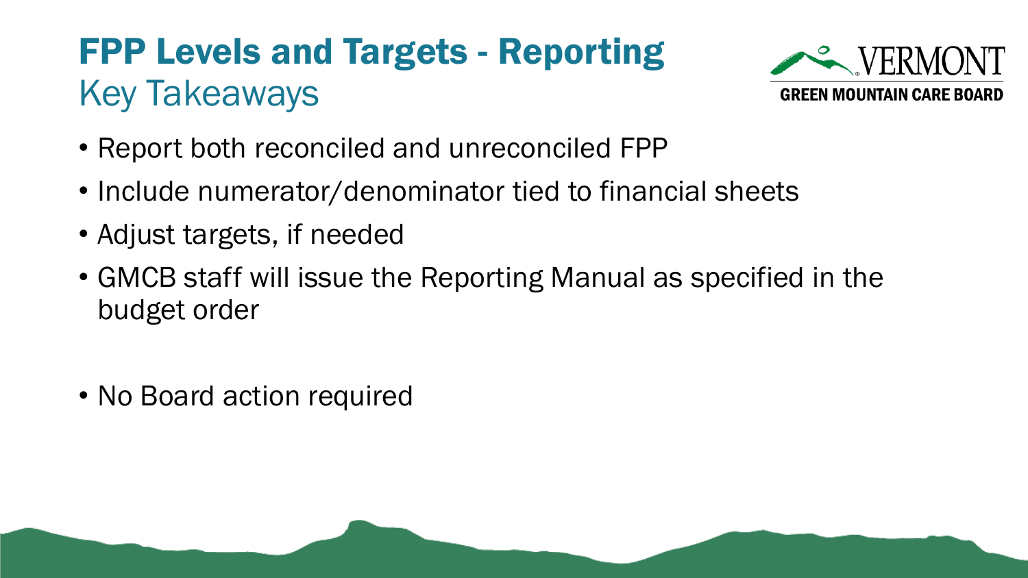# FPP Levels and Targets - Reporting

## Key Takeaways

- Report both reconciled and unreconciled FPP
- Include numerator/denominator tied to financial sheets
- Adjust targets, if needed
- GMCB staff will issue the Reporting Manual as specified in the budget order

- No Board action required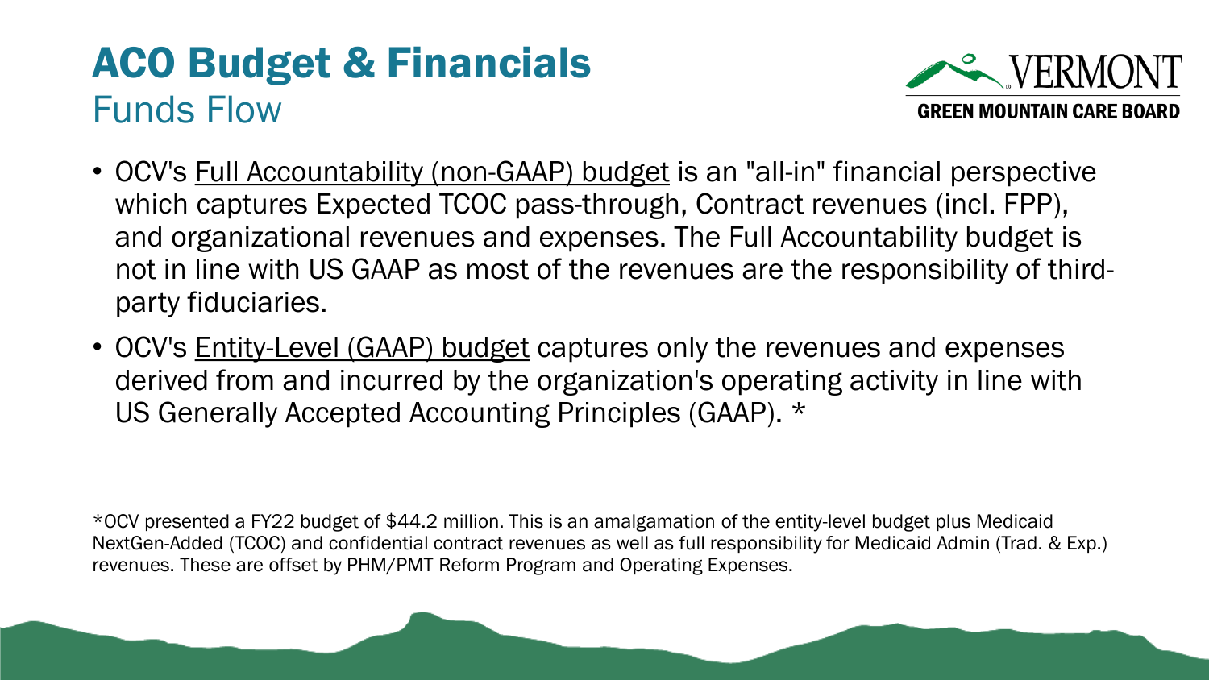# ACO Budget & Financials

## Funds Flow

- OCV's Full Accountability (non-GAAP) budget is an "all-in" financial perspective which captures Expected TCOC pass-through, Contract revenues (incl. FPP), and organizational revenues and expenses. The Full Accountability budget is not in line with US GAAP as most of the revenues are the responsibility of third-party fiduciaries.
- OCV's Entity-Level (GAAP) budget captures only the revenues and expenses derived from and incurred by the organization's operating activity in line with US Generally Accepted Accounting Principles (GAAP). *

*OCV presented a FY22 budget of $44.2 million. This is an amalgamation of the entity-level budget plus Medicaid NextGen-Added (TCOC) and confidential contract revenues as well as full responsibility for Medicaid Admin (Trad. & Exp.) revenues. These are offset by PHM/PMT Reform Program and Operating Expenses.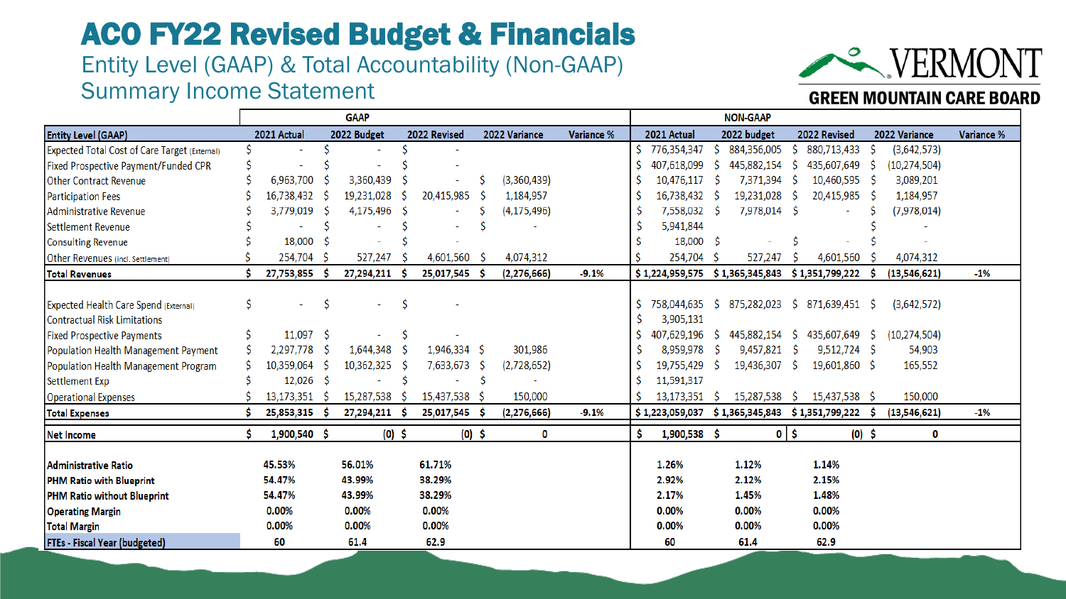# ACO FY22 Revised Budget & Financials

## Entity Level (GAAP) & Total Accountability (Non-GAAP)
## Summary Income Statement

VERMONT GREEN MOUNTAIN CARE BOARD

| | GAAP | | | | | NON-GAAP | | | | |
|---|---|---|---|---|---|---|---|---|---|---|
| Entity Level (GAAP) | 2021 Actual | 2022 Budget | 2022 Revised | 2022 Variance | Variance % | 2021 Actual | 2022 budget | 2022 Revised | 2022 Variance | Variance % |
| Expected Total Cost of Care Target (External) | $ - | $ - | $ - | | | $ 776,354,347 | $ 884,356,005 | $ 880,713,433 | $ (3,642,573) | |
| Fixed Prospective Payment/Funded CPR | $ - | $ - | $ - | | | $ 407,618,099 | $ 445,882,154 | $ 435,607,649 | $ (10,274,504) | |
| Other Contract Revenue | $ 6,963,700 | $ 3,360,439 | $ - | $ (3,360,439) | | $ 10,476,117 | $ 7,371,394 | $ 10,460,595 | $ 3,089,201 | |
| Participation Fees | $ 16,738,432 | $ 19,231,028 | $ 20,415,985 | $ 1,184,957 | | $ 16,738,432 | $ 19,231,028 | $ 20,415,985 | $ 1,184,957 | |
| Administrative Revenue | $ 3,779,019 | $ 4,175,496 | $ - | $ (4,175,496) | | $ 7,558,032 | $ 7,978,014 | $ - | $ (7,978,014) | |
| Settlement Revenue | $ - | $ - | $ - | $ - | | $ 5,941,844 | | | | |
| Consulting Revenue | $ 18,000 | $ | $ - | | | $ 18,000 | $ - | $ - | $ - | |
| Other Revenues (incl. Settlement) | $ 254,704 | $ 527,247 | $ 4,601,560 | $ 4,074,312 | | $ 254,704 | $ 527,247 | $ 4,601,560 | $ 4,074,312 | |
| **Total Revenues** | **$ 27,753,855** | **$ 27,294,211** | **$ 25,017,545** | **$ (2,276,666)** | **-9.1%** | **$ 1,224,959,575** | **$ 1,365,345,843** | **$ 1,351,799,222** | **$ (13,546,621)** | **-1%** |
| | | | | | | | | | | |
| Expected Health Care Spend (External) | $ - | $ - | $ - | | | $ 758,044,635 | $ 875,282,023 | $ 871,639,451 | $ (3,642,572) | |
| Contractual Risk Limitations | | | | | | $ 3,905,131 | | | | |
| Fixed Prospective Payments | $ 11,097 | $ - | $ - | | | $ 407,629,196 | $ 445,882,154 | $ 435,607,649 | $ (10,274,504) | |
| Population Health Management Payment | $ 2,297,778 | $ 1,644,348 | $ 1,946,334 | $ 301,986 | | $ 8,959,978 | $ 9,457,821 | $ 9,512,724 | $ 54,903 | |
| Population Health Management Program | $ 10,359,064 | $ 10,362,325 | $ 7,633,673 | $ (2,728,652) | | $ 19,755,429 | $ 19,436,307 | $ 19,601,860 | $ 165,552 | |
| Settlement Exp | $ 12,026 | $ - | $ - | $ - | | $ 11,591,317 | | | | |
| Operational Expenses | $ 13,173,351 | $ 15,287,538 | $ 15,437,538 | $ 150,000 | | $ 13,173,351 | $ 15,287,538 | $ 15,437,538 | $ 150,000 | |
| **Total Expenses** | **$ 25,853,315** | **$ 27,294,211** | **$ 25,017,545** | **$ (2,276,666)** | **-9.1%** | **$ 1,223,059,037** | **$ 1,365,345,843** | **$ 1,351,799,222** | **$ (13,546,621)** | **-1%** |
| | | | | | | | | | | |
| **Net Income** | **$ 1,900,540** | **$ (0)** | **$ (0)** | **$ 0** | | **$ 1,900,538** | **$ 0** | **$ (0)** | **$ 0** | |
| | | | | | | | | | | |
| **Administrative Ratio** | **45.53%** | **56.01%** | **61.71%** | | | **1.26%** | **1.12%** | **1.14%** | | |
| **PHM Ratio with Blueprint** | **54.47%** | **43.99%** | **38.29%** | | | **2.92%** | **2.12%** | **2.15%** | | |
| **PHM Ratio without Blueprint** | **54.47%** | **43.99%** | **38.29%** | | | **2.17%** | **1.45%** | **1.48%** | | |
| **Operating Margin** | **0.00%** | **0.00%** | **0.00%** | | | **0.00%** | **0.00%** | **0.00%** | | |
| **Total Margin** | **0.00%** | **0.00%** | **0.00%** | | | **0.00%** | **0.00%** | **0.00%** | | |
| **FTEs - Fiscal Year (budgeted)** | **60** | **61.4** | **62.9** | | | **60** | **61.4** | **62.9** | | |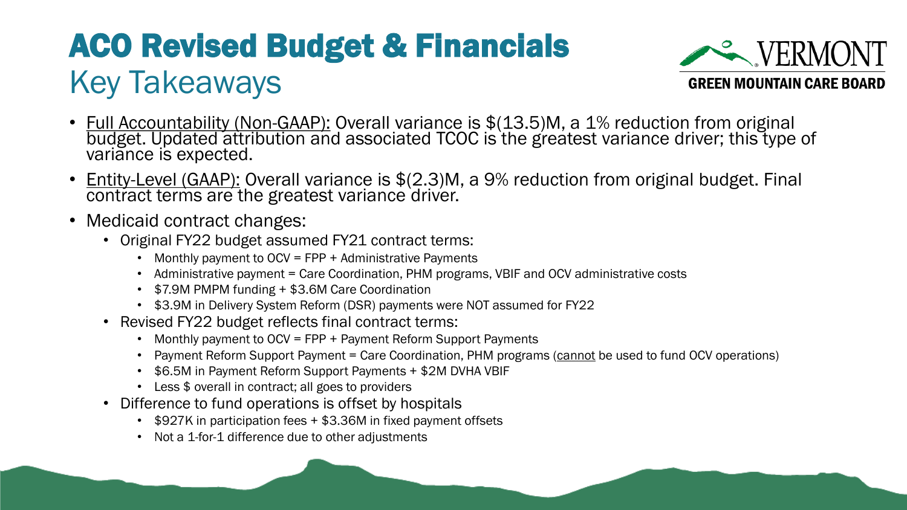# ACO Revised Budget & Financials

## Key Takeaways

- Full Accountability (Non-GAAP): Overall variance is $(13.5)M, a 1% reduction from original budget. Updated attribution and associated TCOC is the greatest variance driver; this type of variance is expected.
- Entity-Level (GAAP): Overall variance is $(2.3)M, a 9% reduction from original budget. Final contract terms are the greatest variance driver.
- Medicaid contract changes:
  - Original FY22 budget assumed FY21 contract terms:
    - Monthly payment to OCV = FPP + Administrative Payments
    - Administrative payment = Care Coordination, PHM programs, VBIF and OCV administrative costs
    - $7.9M PMPM funding + $3.6M Care Coordination
    - $3.9M in Delivery System Reform (DSR) payments were NOT assumed for FY22
  - Revised FY22 budget reflects final contract terms:
    - Monthly payment to OCV = FPP + Payment Reform Support Payments
    - Payment Reform Support Payment = Care Coordination, PHM programs (cannot be used to fund OCV operations)
    - $6.5M in Payment Reform Support Payments + $2M DVHA VBIF
    - Less $ overall in contract; all goes to providers
  - Difference to fund operations is offset by hospitals
    - $927K in participation fees + $3.36M in fixed payment offsets
    - Not a 1-for-1 difference due to other adjustments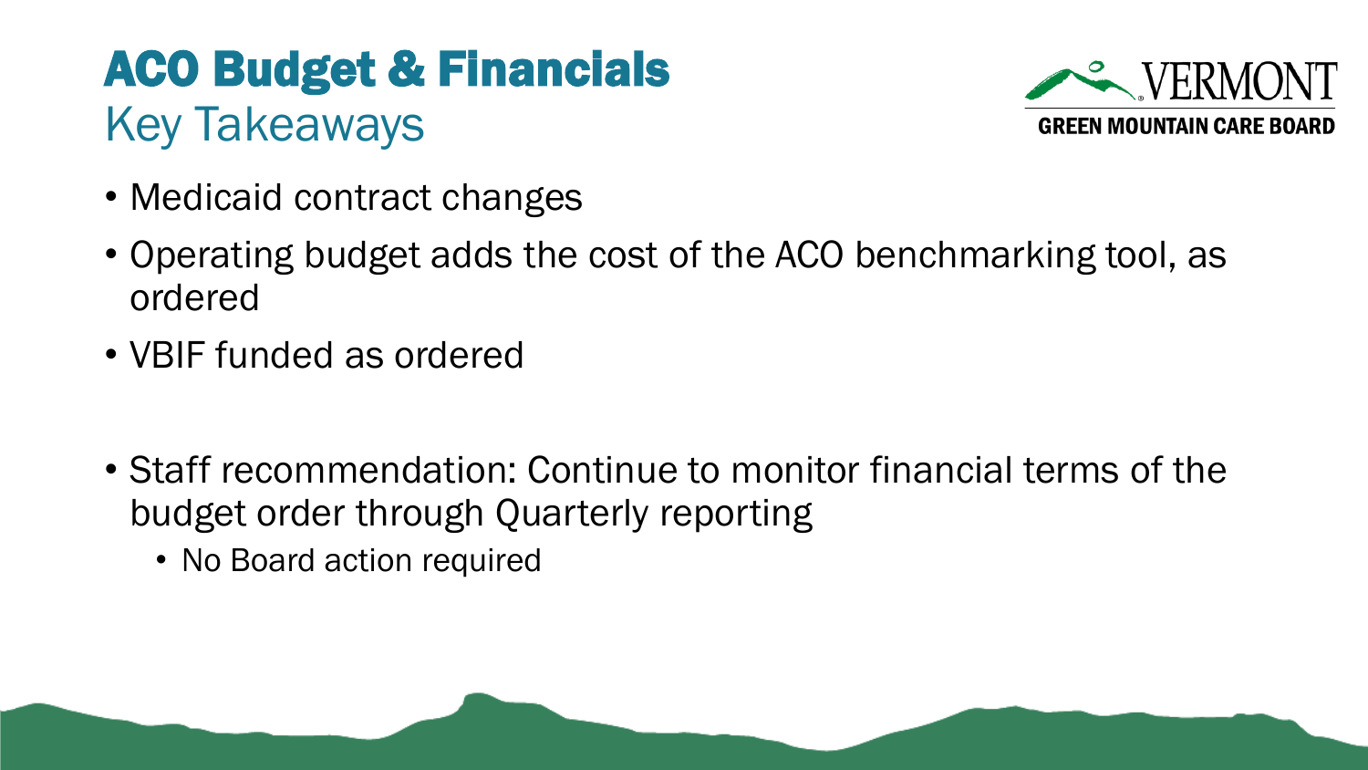# ACO Budget & Financials

## Key Takeaways

- Medicaid contract changes
- Operating budget adds the cost of the ACO benchmarking tool, as ordered
- VBIF funded as ordered

- Staff recommendation: Continue to monitor financial terms of the budget order through Quarterly reporting
  - No Board action required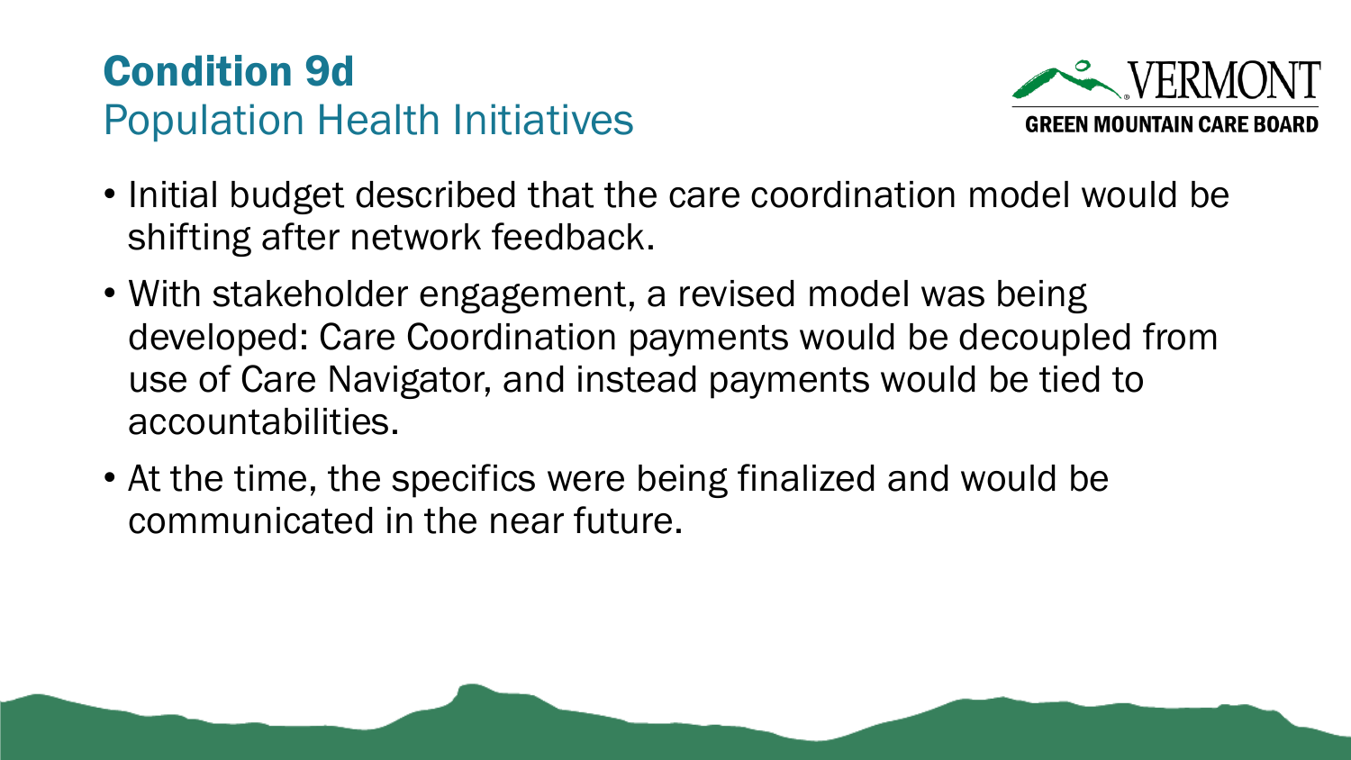# Condition 9d

## Population Health Initiatives

- Initial budget described that the care coordination model would be shifting after network feedback.
- With stakeholder engagement, a revised model was being developed: Care Coordination payments would be decoupled from use of Care Navigator, and instead payments would be tied to accountabilities.
- At the time, the specifics were being finalized and would be communicated in the near future.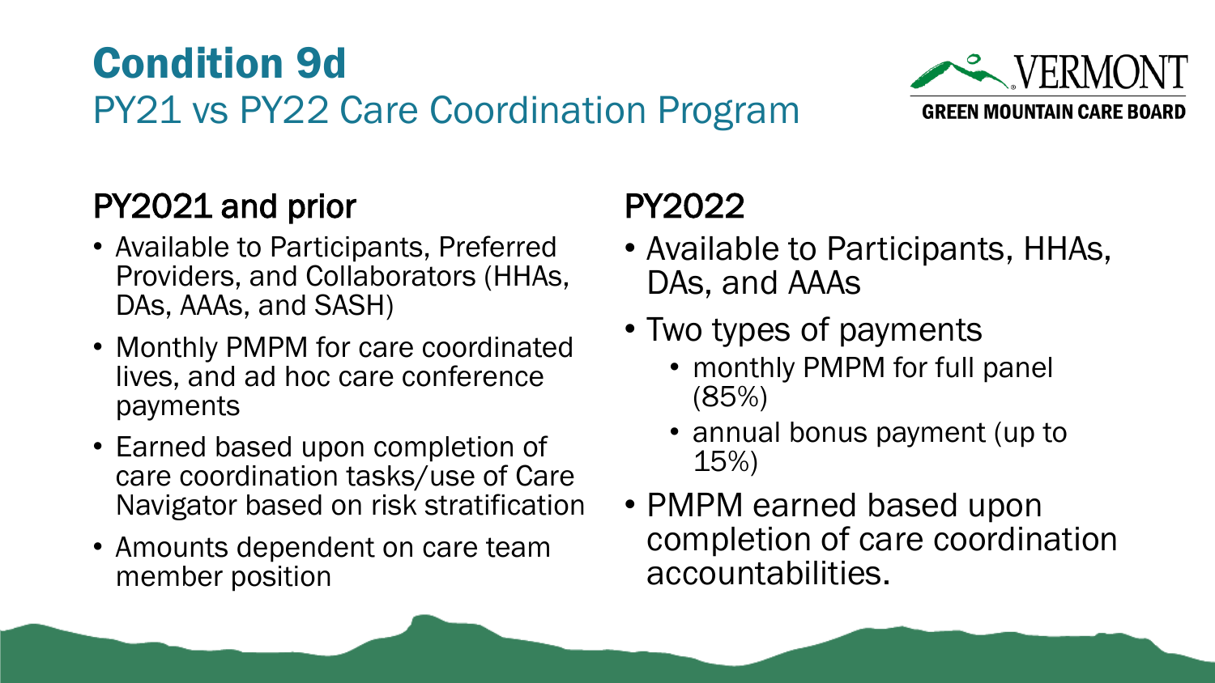# Condition 9d

## PY21 vs PY22 Care Coordination Program

### PY2021 and prior

- Available to Participants, Preferred Providers, and Collaborators (HHAs, DAs, AAAs, and SASH)
- Monthly PMPM for care coordinated lives, and ad hoc care conference payments
- Earned based upon completion of care coordination tasks/use of Care Navigator based on risk stratification
- Amounts dependent on care team member position

### PY2022

- Available to Participants, HHAs, DAs, and AAAs
- Two types of payments
  - monthly PMPM for full panel (85%)
  - annual bonus payment (up to 15%)
- PMPM earned based upon completion of care coordination accountabilities.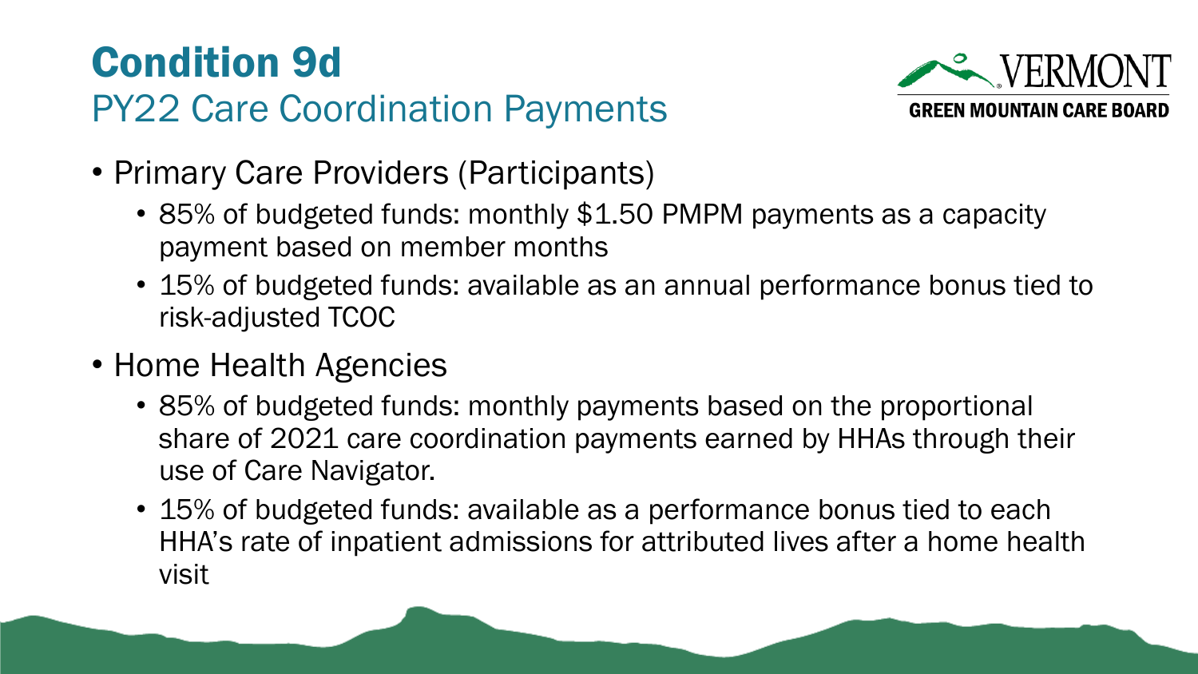# Condition 9d

## PY22 Care Coordination Payments

- Primary Care Providers (Participants)
  - 85% of budgeted funds: monthly $1.50 PMPM payments as a capacity payment based on member months
  - 15% of budgeted funds: available as an annual performance bonus tied to risk-adjusted TCOC
- Home Health Agencies
  - 85% of budgeted funds: monthly payments based on the proportional share of 2021 care coordination payments earned by HHAs through their use of Care Navigator.
  - 15% of budgeted funds: available as a performance bonus tied to each HHA's rate of inpatient admissions for attributed lives after a home health visit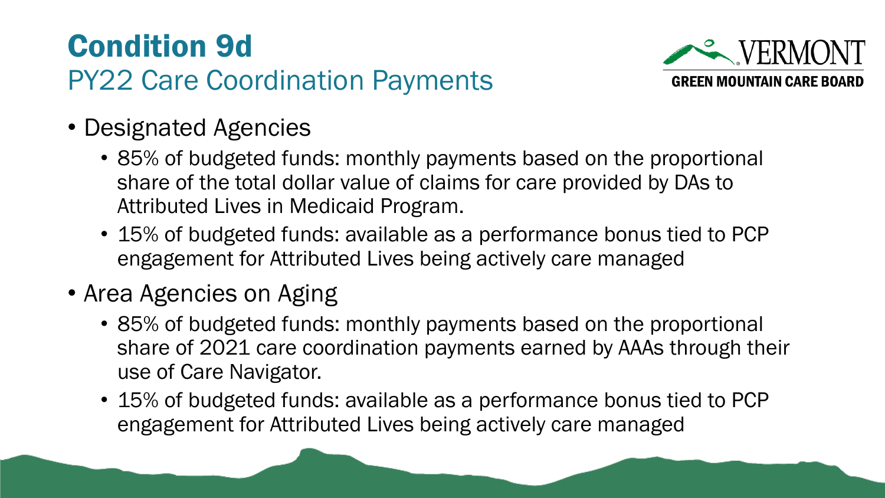# Condition 9d

## PY22 Care Coordination Payments

- Designated Agencies
  - 85% of budgeted funds: monthly payments based on the proportional share of the total dollar value of claims for care provided by DAs to Attributed Lives in Medicaid Program.
  - 15% of budgeted funds: available as a performance bonus tied to PCP engagement for Attributed Lives being actively care managed
- Area Agencies on Aging
  - 85% of budgeted funds: monthly payments based on the proportional share of 2021 care coordination payments earned by AAAs through their use of Care Navigator.
  - 15% of budgeted funds: available as a performance bonus tied to PCP engagement for Attributed Lives being actively care managed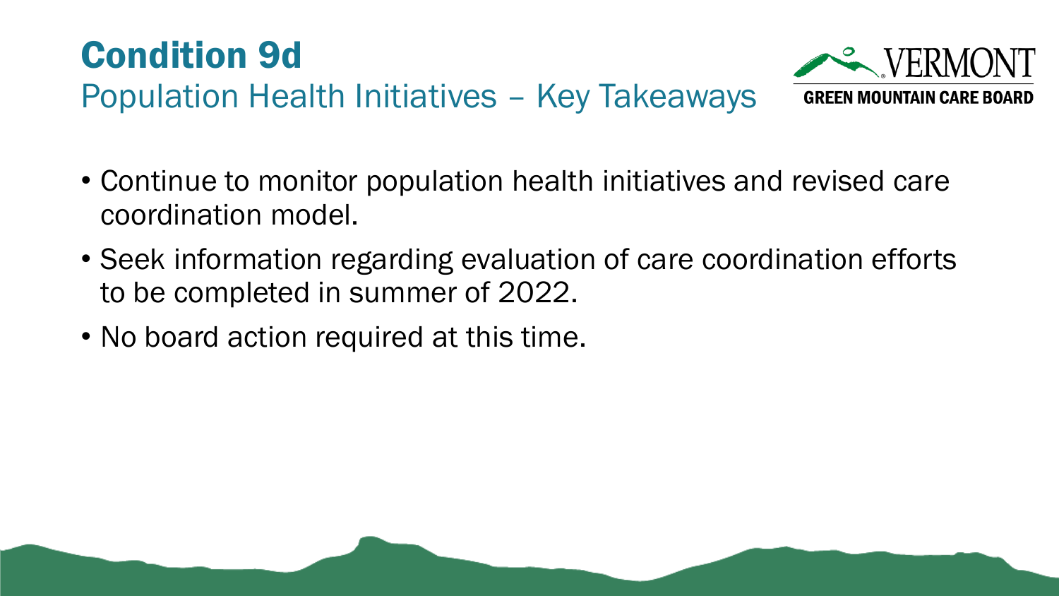# Condition 9d

## Population Health Initiatives – Key Takeaways

- Continue to monitor population health initiatives and revised care coordination model.
- Seek information regarding evaluation of care coordination efforts to be completed in summer of 2022.
- No board action required at this time.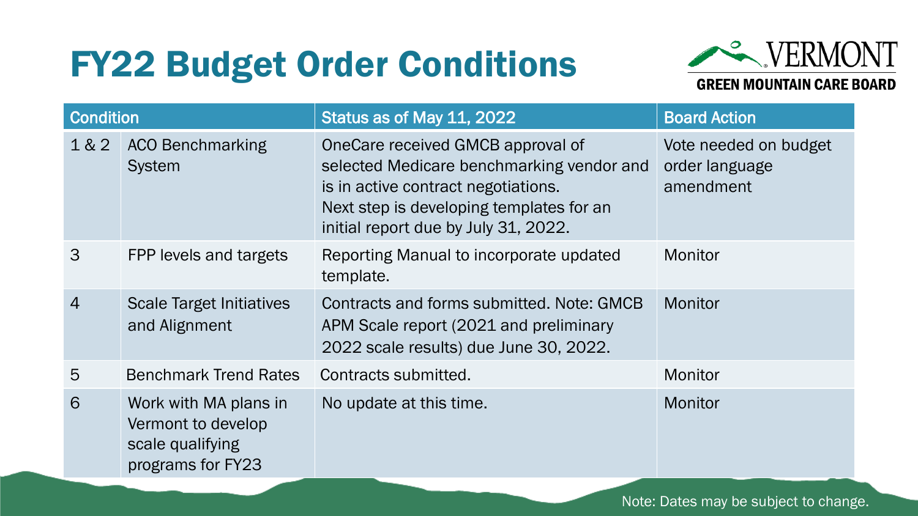# FY22 Budget Order Conditions

VERMONT GREEN MOUNTAIN CARE BOARD

| Condition | | Status as of May 11, 2022 | Board Action |
|---|---|---|---|
| 1 & 2 | ACO Benchmarking System | OneCare received GMCB approval of selected Medicare benchmarking vendor and is in active contract negotiations. Next step is developing templates for an initial report due by July 31, 2022. | Vote needed on budget order language amendment |
| 3 | FPP levels and targets | Reporting Manual to incorporate updated template. | Monitor |
| 4 | Scale Target Initiatives and Alignment | Contracts and forms submitted. Note: GMCB APM Scale report (2021 and preliminary 2022 scale results) due June 30, 2022. | Monitor |
| 5 | Benchmark Trend Rates | Contracts submitted. | Monitor |
| 6 | Work with MA plans in Vermont to develop scale qualifying programs for FY23 | No update at this time. | Monitor |

Note: Dates may be subject to change.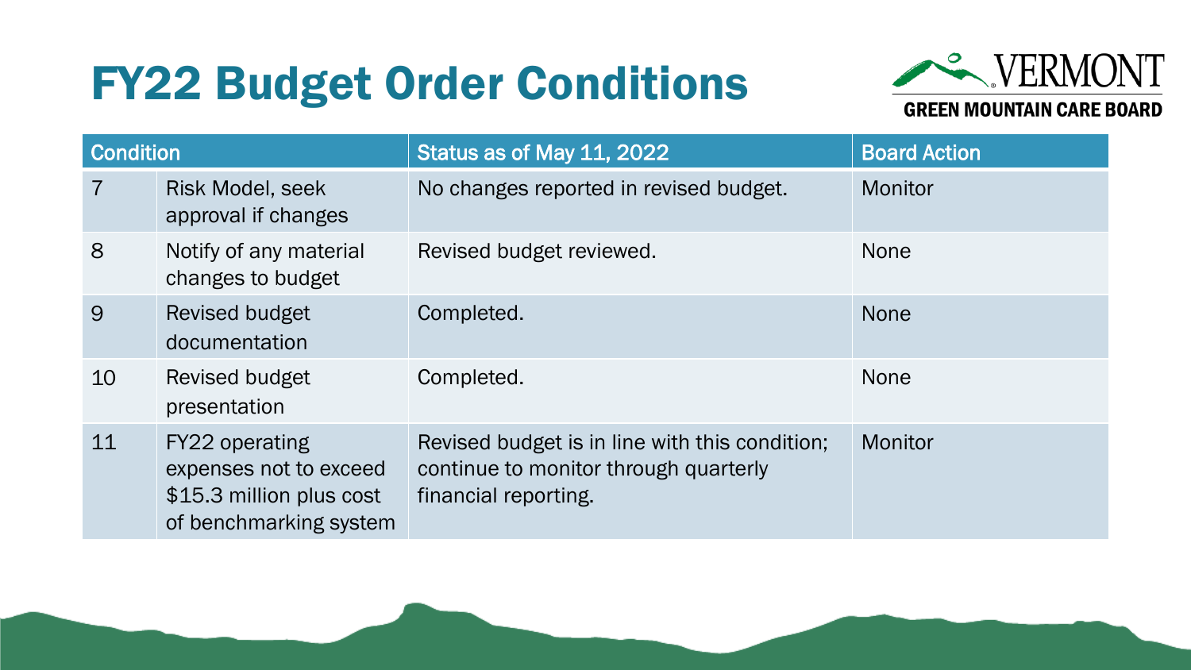# FY22 Budget Order Conditions

VERMONT GREEN MOUNTAIN CARE BOARD

| Condition | | Status as of May 11, 2022 | Board Action |
|---|---|---|---|
| 7 | Risk Model, seek approval if changes | No changes reported in revised budget. | Monitor |
| 8 | Notify of any material changes to budget | Revised budget reviewed. | None |
| 9 | Revised budget documentation | Completed. | None |
| 10 | Revised budget presentation | Completed. | None |
| 11 | FY22 operating expenses not to exceed $15.3 million plus cost of benchmarking system | Revised budget is in line with this condition; continue to monitor through quarterly financial reporting. | Monitor |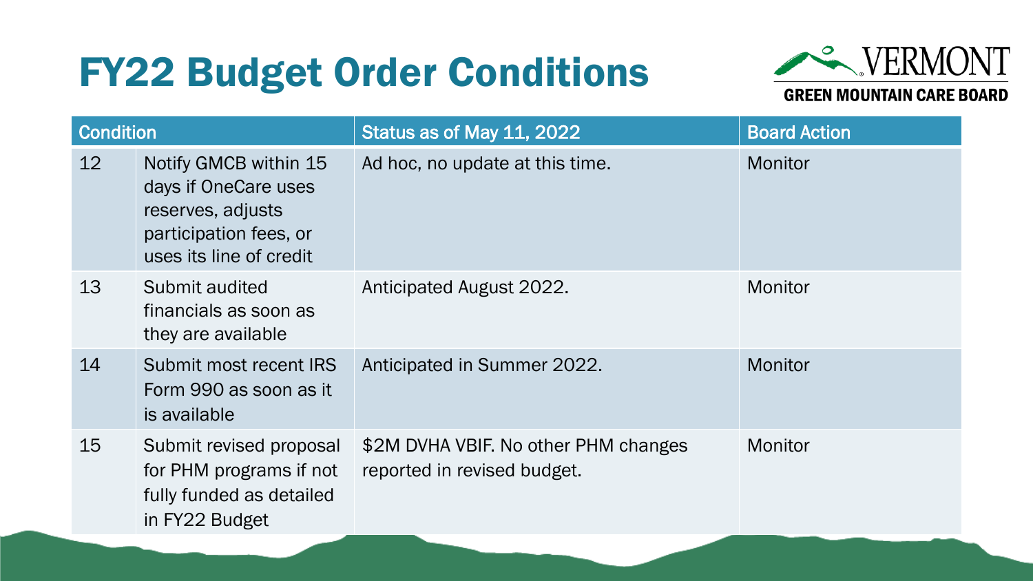# FY22 Budget Order Conditions

VERMONT
GREEN MOUNTAIN CARE BOARD

| Condition | | Status as of May 11, 2022 | Board Action |
|---|---|---|---|
| 12 | Notify GMCB within 15 days if OneCare uses reserves, adjusts participation fees, or uses its line of credit | Ad hoc, no update at this time. | Monitor |
| 13 | Submit audited financials as soon as they are available | Anticipated August 2022. | Monitor |
| 14 | Submit most recent IRS Form 990 as soon as it is available | Anticipated in Summer 2022. | Monitor |
| 15 | Submit revised proposal for PHM programs if not fully funded as detailed in FY22 Budget | $2M DVHA VBIF. No other PHM changes reported in revised budget. | Monitor |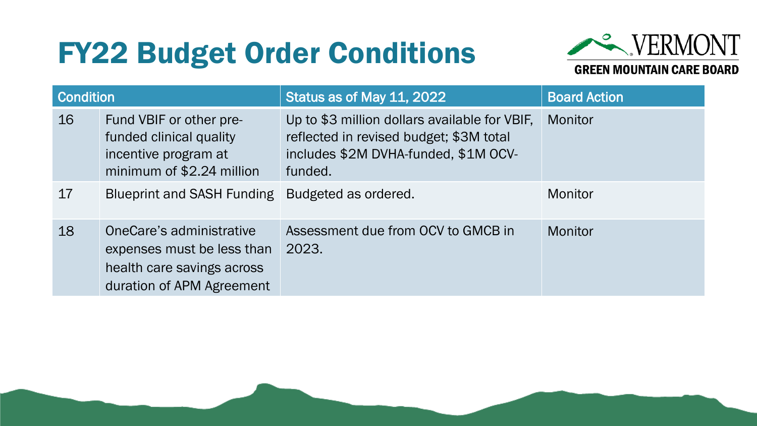# FY22 Budget Order Conditions

VERMONT GREEN MOUNTAIN CARE BOARD

| Condition | | Status as of May 11, 2022 | Board Action |
|---|---|---|---|
| 16 | Fund VBIF or other pre-funded clinical quality incentive program at minimum of $2.24 million | Up to $3 million dollars available for VBIF, reflected in revised budget; $3M total includes $2M DVHA-funded, $1M OCV-funded. | Monitor |
| 17 | Blueprint and SASH Funding | Budgeted as ordered. | Monitor |
| 18 | OneCare's administrative expenses must be less than health care savings across duration of APM Agreement | Assessment due from OCV to GMCB in 2023. | Monitor |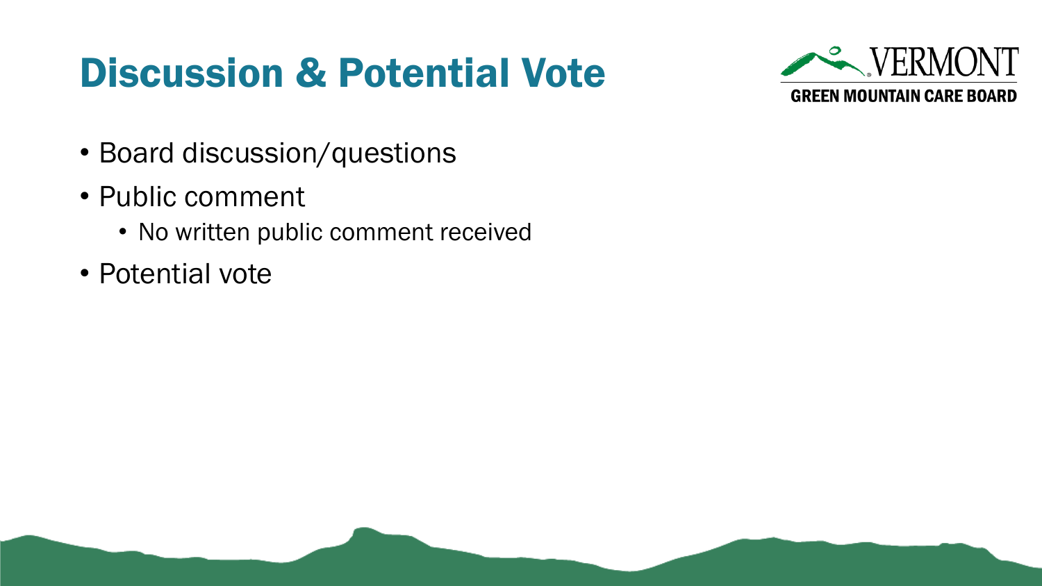# Discussion & Potential Vote

- Board discussion/questions
- Public comment
  - No written public comment received
- Potential vote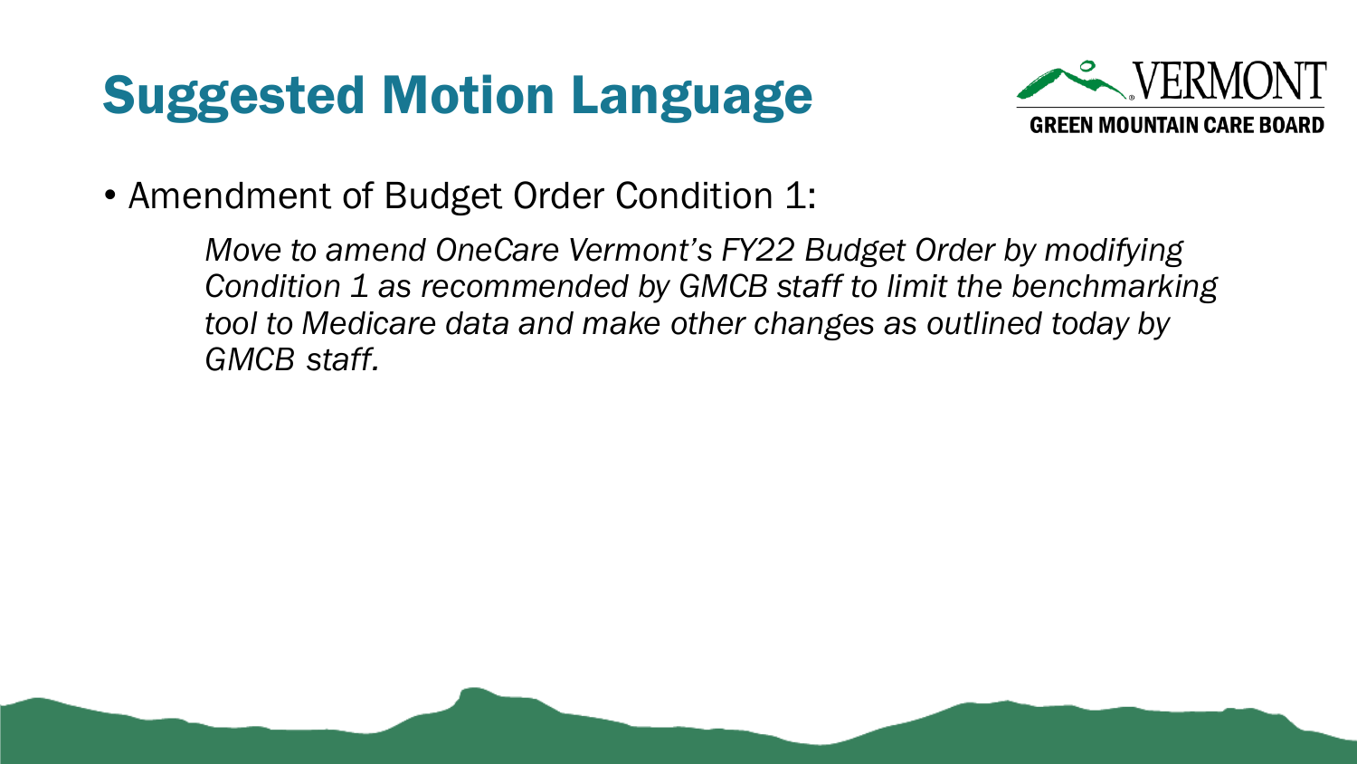# Suggested Motion Language

- Amendment of Budget Order Condition 1:

  *Move to amend OneCare Vermont's FY22 Budget Order by modifying Condition 1 as recommended by GMCB staff to limit the benchmarking tool to Medicare data and make other changes as outlined today by GMCB staff.*